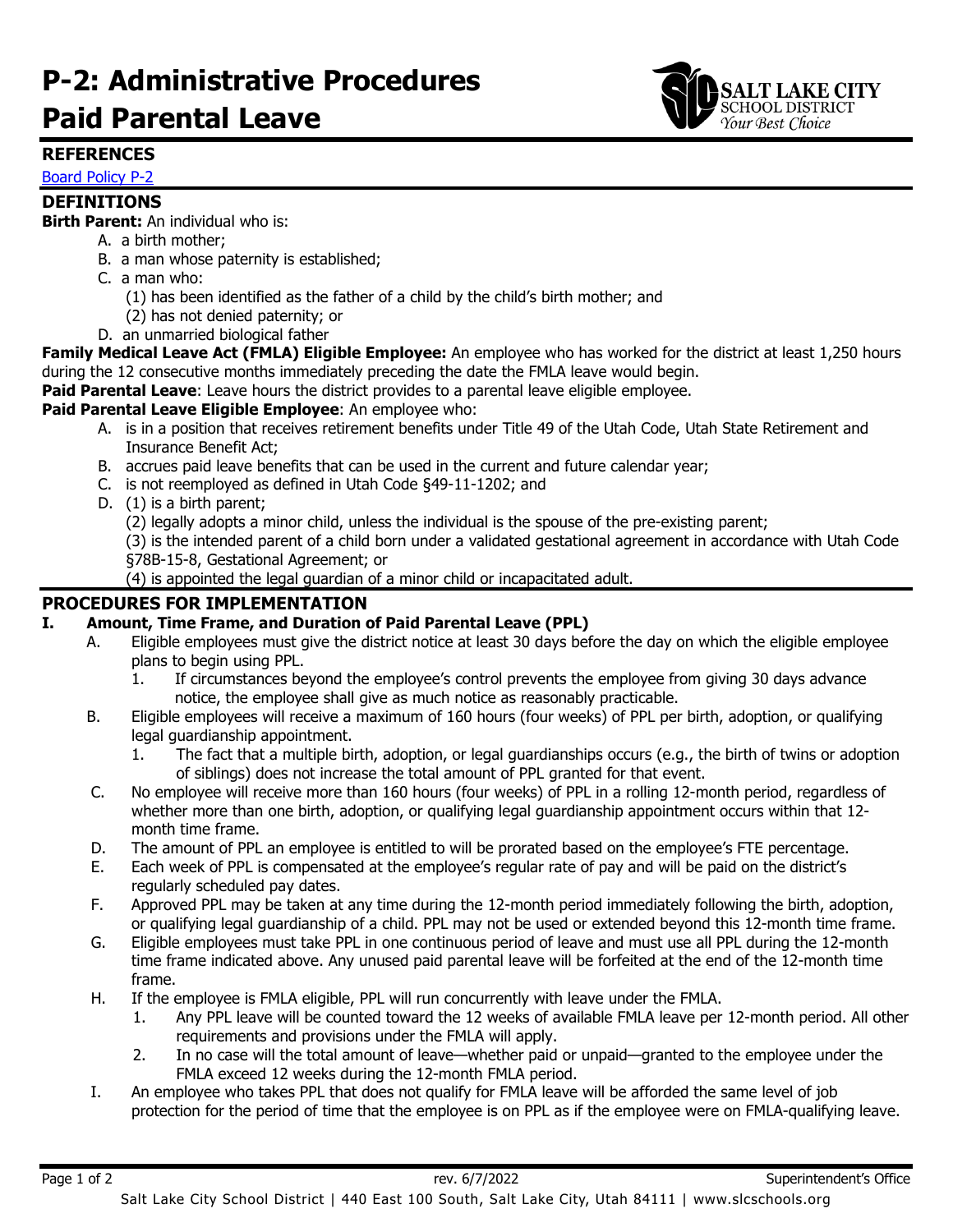# P-2: Administrative Procedures
# Paid Parental Leave

## REFERENCES

[Board Policy P-2]

## DEFINITIONS

**Birth Parent:** An individual who is:

A. a birth mother;
B. a man whose paternity is established;
C. a man who:
  (1) has been identified as the father of a child by the child's birth mother; and
  (2) has not denied paternity; or
D. an unmarried biological father

**Family Medical Leave Act (FMLA) Eligible Employee:** An employee who has worked for the district at least 1,250 hours during the 12 consecutive months immediately preceding the date the FMLA leave would begin.

**Paid Parental Leave**: Leave hours the district provides to a parental leave eligible employee.

**Paid Parental Leave Eligible Employee**: An employee who:

A. is in a position that receives retirement benefits under Title 49 of the Utah Code, Utah State Retirement and Insurance Benefit Act;
B. accrues paid leave benefits that can be used in the current and future calendar year;
C. is not reemployed as defined in Utah Code §49-11-1202; and
D. (1) is a birth parent;
  (2) legally adopts a minor child, unless the individual is the spouse of the pre-existing parent;
  (3) is the intended parent of a child born under a validated gestational agreement in accordance with Utah Code §78B-15-8, Gestational Agreement; or
  (4) is appointed the legal guardian of a minor child or incapacitated adult.

## PROCEDURES FOR IMPLEMENTATION

### I. Amount, Time Frame, and Duration of Paid Parental Leave (PPL)

A. Eligible employees must give the district notice at least 30 days before the day on which the eligible employee plans to begin using PPL.
  1. If circumstances beyond the employee's control prevents the employee from giving 30 days advance notice, the employee shall give as much notice as reasonably practicable.

B. Eligible employees will receive a maximum of 160 hours (four weeks) of PPL per birth, adoption, or qualifying legal guardianship appointment.
  1. The fact that a multiple birth, adoption, or legal guardianships occurs (e.g., the birth of twins or adoption of siblings) does not increase the total amount of PPL granted for that event.

C. No employee will receive more than 160 hours (four weeks) of PPL in a rolling 12-month period, regardless of whether more than one birth, adoption, or qualifying legal guardianship appointment occurs within that 12-month time frame.

D. The amount of PPL an employee is entitled to will be prorated based on the employee's FTE percentage.

E. Each week of PPL is compensated at the employee's regular rate of pay and will be paid on the district's regularly scheduled pay dates.

F. Approved PPL may be taken at any time during the 12-month period immediately following the birth, adoption, or qualifying legal guardianship of a child. PPL may not be used or extended beyond this 12-month time frame.

G. Eligible employees must take PPL in one continuous period of leave and must use all PPL during the 12-month time frame indicated above. Any unused paid parental leave will be forfeited at the end of the 12-month time frame.

H. If the employee is FMLA eligible, PPL will run concurrently with leave under the FMLA.
  1. Any PPL leave will be counted toward the 12 weeks of available FMLA leave per 12-month period. All other requirements and provisions under the FMLA will apply.
  2. In no case will the total amount of leave—whether paid or unpaid—granted to the employee under the FMLA exceed 12 weeks during the 12-month FMLA period.

I. An employee who takes PPL that does not qualify for FMLA leave will be afforded the same level of job protection for the period of time that the employee is on PPL as if the employee were on FMLA-qualifying leave.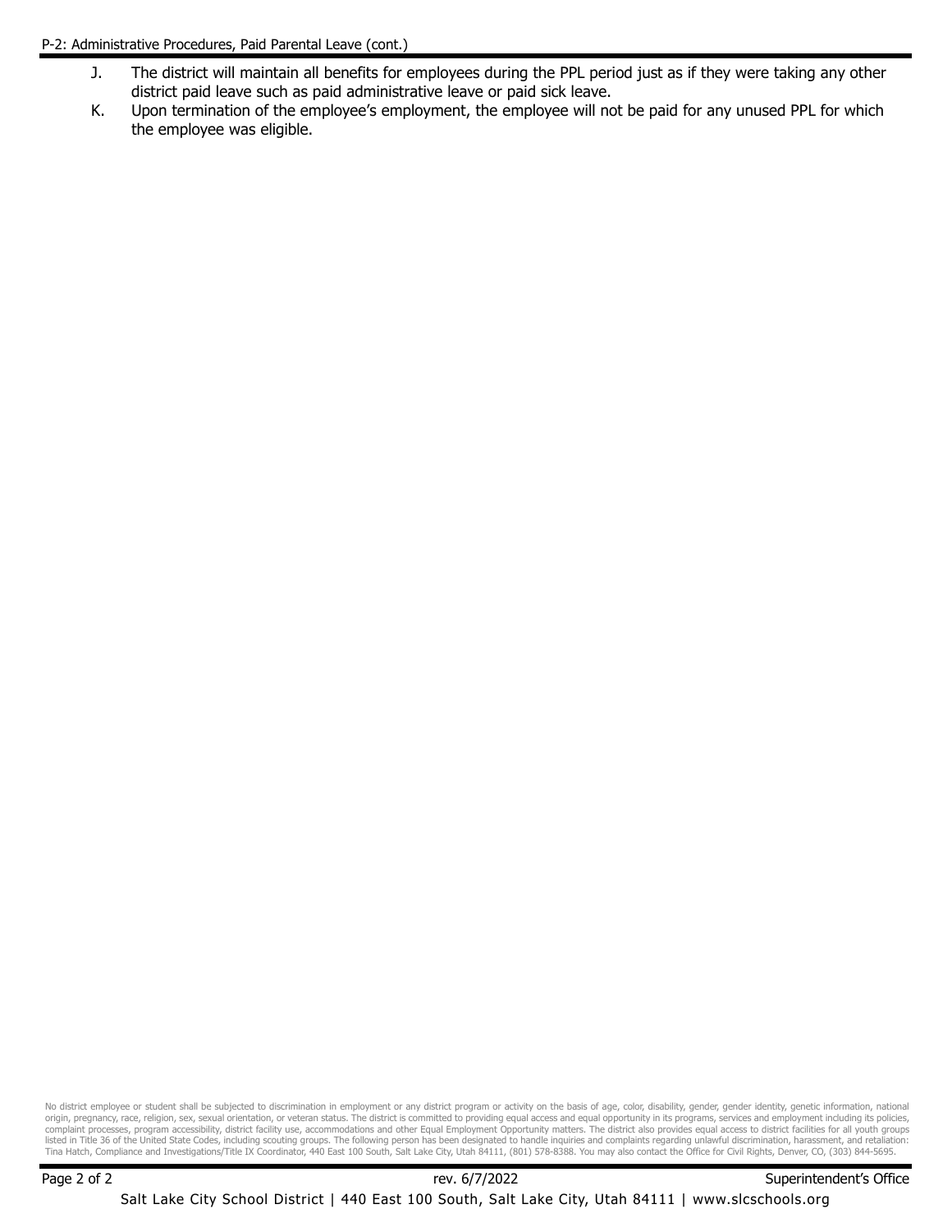J. The district will maintain all benefits for employees during the PPL period just as if they were taking any other district paid leave such as paid administrative leave or paid sick leave.

K. Upon termination of the employee's employment, the employee will not be paid for any unused PPL for which the employee was eligible.

No district employee or student shall be subjected to discrimination in employment or any district program or activity on the basis of age, color, disability, gender, gender identity, genetic information, national origin, pregnancy, race, religion, sex, sexual orientation, or veteran status. The district is committed to providing equal access and equal opportunity in its programs, services and employment including its policies, complaint processes, program accessibility, district facility use, accommodations and other Equal Employment Opportunity matters. The district also provides equal access to district facilities for all youth groups listed in Title 36 of the United State Codes, including scouting groups. The following person has been designated to handle inquiries and complaints regarding unlawful discrimination, harassment, and retaliation: Tina Hatch, Compliance and Investigations/Title IX Coordinator, 440 East 100 South, Salt Lake City, Utah 84111, (801) 578-8388. You may also contact the Office for Civil Rights, Denver, CO, (303) 844-5695.